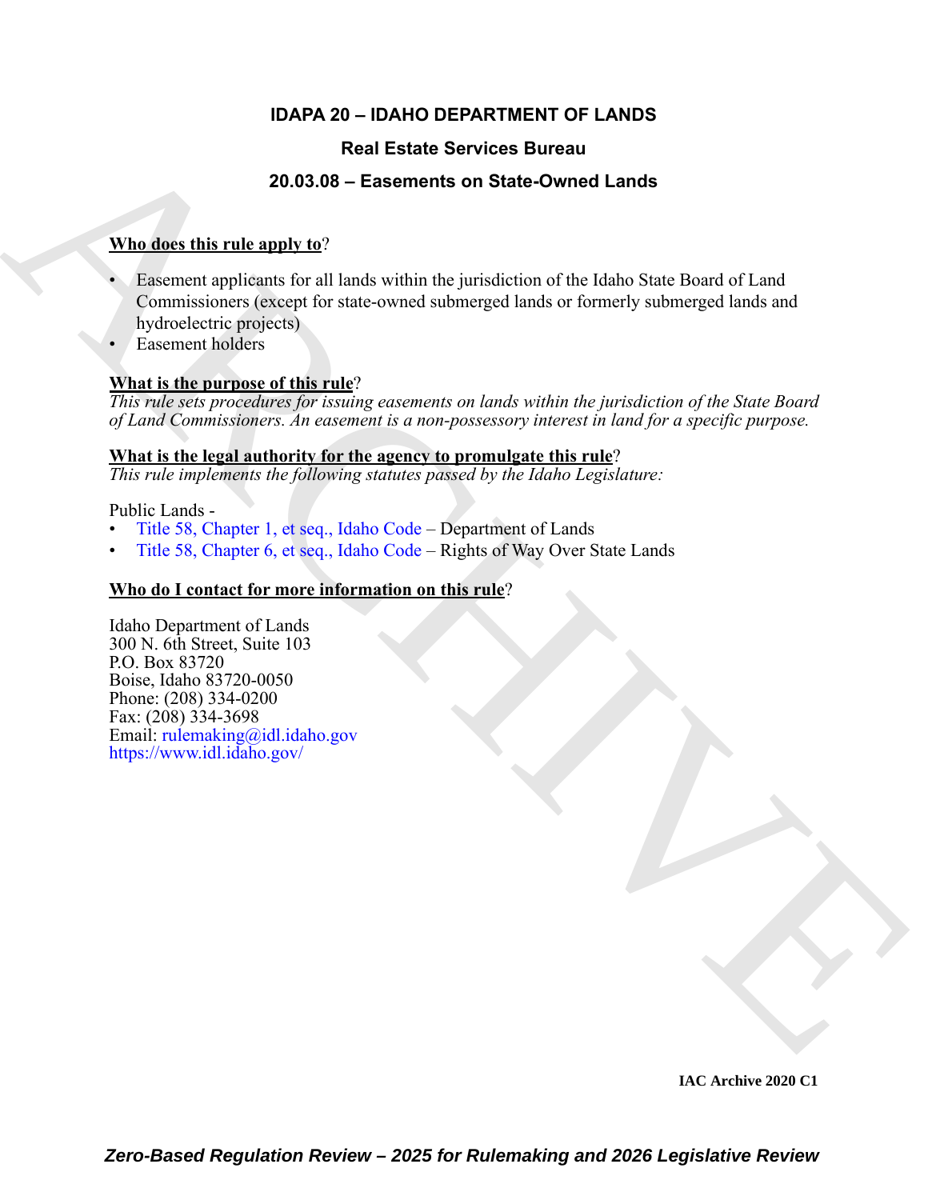# IDAPA 20 – IDAHO DEPARTMENT OF LANDS

## Real Estate Services Bureau

## 20.03.08 – Easements on State-Owned Lands

**Who does this rule apply to**?

- Easement applicants for all lands within the jurisdiction of the Idaho State Board of Land Commissioners (except for state-owned submerged lands or formerly submerged lands and hydroelectric projects)
- Easement holders

**What is the purpose of this rule**?

*This rule sets procedures for issuing easements on lands within the jurisdiction of the State Board of Land Commissioners. An easement is a non-possessory interest in land for a specific purpose.*

**What is the legal authority for the agency to promulgate this rule**?

*This rule implements the following statutes passed by the Idaho Legislature:*

Public Lands -

- Title 58, Chapter 1, et seq., Idaho Code – Department of Lands
- Title 58, Chapter 6, et seq., Idaho Code – Rights of Way Over State Lands

**Who do I contact for more information on this rule**?

Idaho Department of Lands
300 N. 6th Street, Suite 103
P.O. Box 83720
Boise, Idaho 83720-0050
Phone: (208) 334-0200
Fax: (208) 334-3698
Email: rulemaking@idl.idaho.gov
https://www.idl.idaho.gov/

IAC Archive 2020 C1

*Zero-Based Regulation Review – 2025 for Rulemaking and 2026 Legislative Review*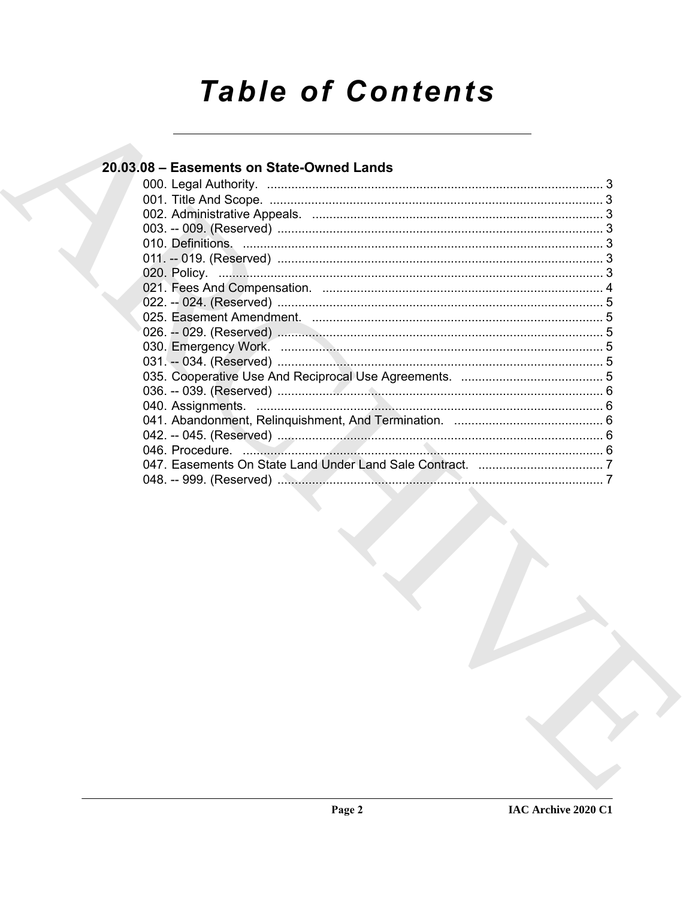# Table of Contents

## 20.03.08 – Easements on State-Owned Lands

000. Legal Authority. ........................................................................................ 3
001. Title And Scope. ........................................................................................ 3
002. Administrative Appeals. ........................................................................................ 3
003. -- 009. (Reserved) ........................................................................................ 3
010. Definitions. ........................................................................................ 3
011. -- 019. (Reserved) ........................................................................................ 3
020. Policy. ........................................................................................ 3
021. Fees And Compensation. ........................................................................................ 4
022. -- 024. (Reserved) ........................................................................................ 5
025. Easement Amendment. ........................................................................................ 5
026. -- 029. (Reserved) ........................................................................................ 5
030. Emergency Work. ........................................................................................ 5
031. -- 034. (Reserved) ........................................................................................ 5
035. Cooperative Use And Reciprocal Use Agreements. ........................................................................................ 5
036. -- 039. (Reserved) ........................................................................................ 6
040. Assignments. ........................................................................................ 6
041. Abandonment, Relinquishment, And Termination. ........................................................................................ 6
042. -- 045. (Reserved) ........................................................................................ 6
046. Procedure. ........................................................................................ 6
047. Easements On State Land Under Land Sale Contract. ........................................................................................ 7
048. -- 999. (Reserved) ........................................................................................ 7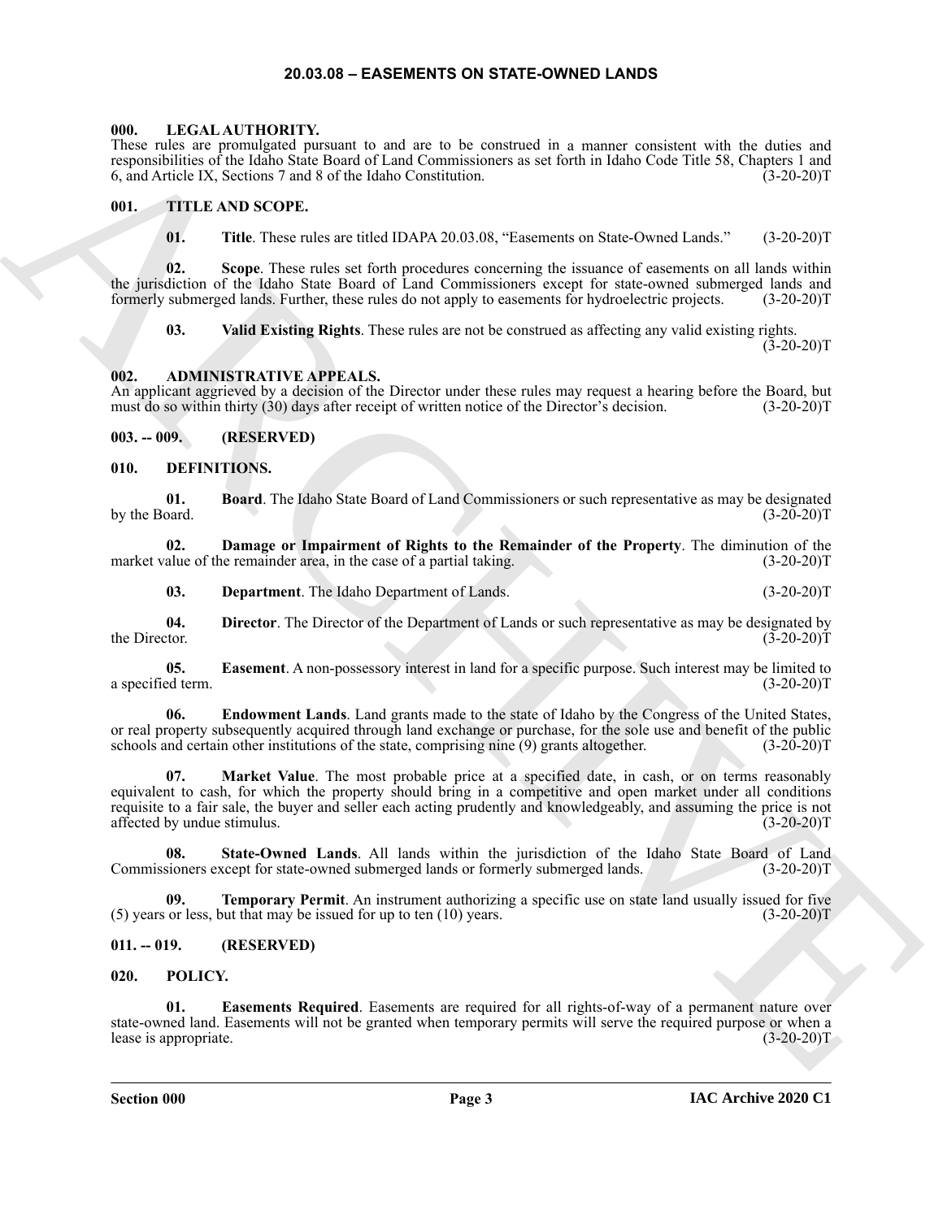# 20.03.08 – EASEMENTS ON STATE-OWNED LANDS

### 000. LEGAL AUTHORITY.

These rules are promulgated pursuant to and are to be construed in a manner consistent with the duties and responsibilities of the Idaho State Board of Land Commissioners as set forth in Idaho Code Title 58, Chapters 1 and 6, and Article IX, Sections 7 and 8 of the Idaho Constitution. (3-20-20)T

### 001. TITLE AND SCOPE.

**01. Title**. These rules are titled IDAPA 20.03.08, "Easements on State-Owned Lands." (3-20-20)T

**02. Scope**. These rules set forth procedures concerning the issuance of easements on all lands within the jurisdiction of the Idaho State Board of Land Commissioners except for state-owned submerged lands and formerly submerged lands. Further, these rules do not apply to easements for hydroelectric projects. (3-20-20)T

**03. Valid Existing Rights**. These rules are not be construed as affecting any valid existing rights. (3-20-20)T

### 002. ADMINISTRATIVE APPEALS.

An applicant aggrieved by a decision of the Director under these rules may request a hearing before the Board, but must do so within thirty (30) days after receipt of written notice of the Director's decision. (3-20-20)T

### 003. -- 009. (RESERVED)

### 010. DEFINITIONS.

**01. Board**. The Idaho State Board of Land Commissioners or such representative as may be designated by the Board. (3-20-20)T

**02. Damage or Impairment of Rights to the Remainder of the Property**. The diminution of the market value of the remainder area, in the case of a partial taking. (3-20-20)T

**03. Department**. The Idaho Department of Lands. (3-20-20)T

**04. Director**. The Director of the Department of Lands or such representative as may be designated by the Director. (3-20-20)T

**05. Easement**. A non-possessory interest in land for a specific purpose. Such interest may be limited to a specified term. (3-20-20)T

**06. Endowment Lands**. Land grants made to the state of Idaho by the Congress of the United States, or real property subsequently acquired through land exchange or purchase, for the sole use and benefit of the public schools and certain other institutions of the state, comprising nine (9) grants altogether. (3-20-20)T

**07. Market Value**. The most probable price at a specified date, in cash, or on terms reasonably equivalent to cash, for which the property should bring in a competitive and open market under all conditions requisite to a fair sale, the buyer and seller each acting prudently and knowledgeably, and assuming the price is not affected by undue stimulus. (3-20-20)T

**08. State-Owned Lands**. All lands within the jurisdiction of the Idaho State Board of Land Commissioners except for state-owned submerged lands or formerly submerged lands. (3-20-20)T

**09. Temporary Permit**. An instrument authorizing a specific use on state land usually issued for five (5) years or less, but that may be issued for up to ten (10) years. (3-20-20)T

### 011. -- 019. (RESERVED)

### 020. POLICY.

**01. Easements Required**. Easements are required for all rights-of-way of a permanent nature over state-owned land. Easements will not be granted when temporary permits will serve the required purpose or when a lease is appropriate. (3-20-20)T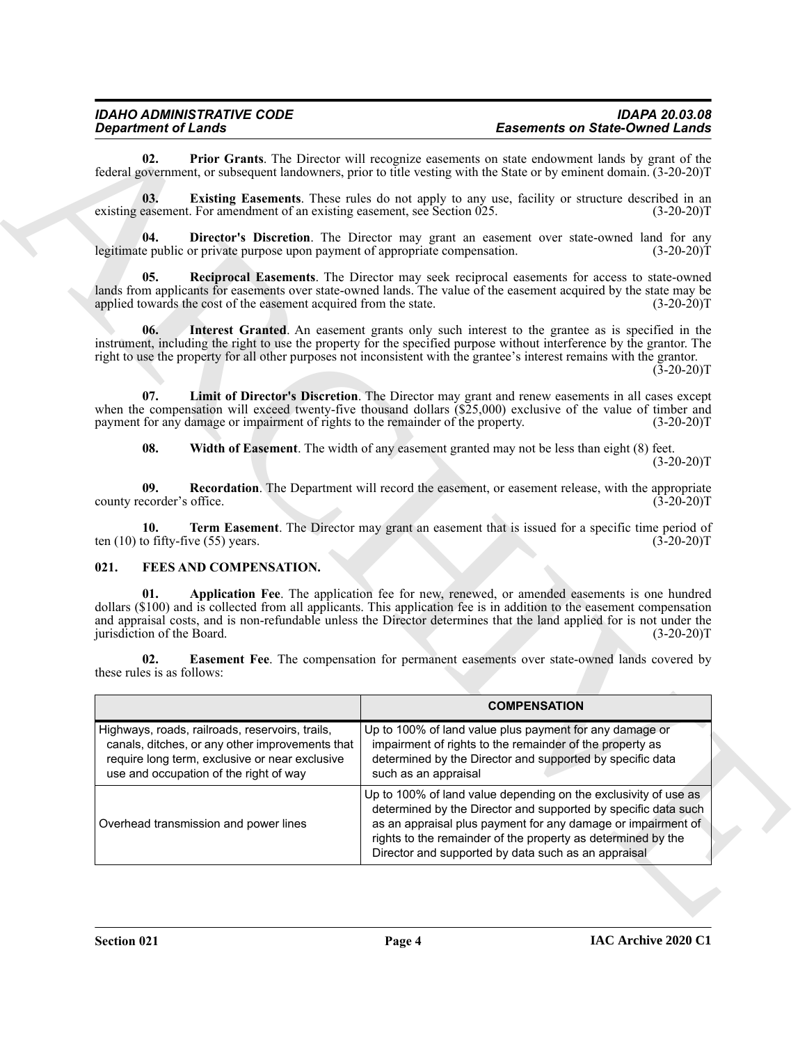**02. Prior Grants**. The Director will recognize easements on state endowment lands by grant of the federal government, or subsequent landowners, prior to title vesting with the State or by eminent domain. (3-20-20)T

**03. Existing Easements**. These rules do not apply to any use, facility or structure described in an existing easement. For amendment of an existing easement, see Section 025. (3-20-20)T

**04. Director's Discretion**. The Director may grant an easement over state-owned land for any legitimate public or private purpose upon payment of appropriate compensation. (3-20-20)T

**05. Reciprocal Easements**. The Director may seek reciprocal easements for access to state-owned lands from applicants for easements over state-owned lands. The value of the easement acquired by the state may be applied towards the cost of the easement acquired from the state. (3-20-20)T

**06. Interest Granted**. An easement grants only such interest to the grantee as is specified in the instrument, including the right to use the property for the specified purpose without interference by the grantor. The right to use the property for all other purposes not inconsistent with the grantee's interest remains with the grantor. (3-20-20)T

**07. Limit of Director's Discretion**. The Director may grant and renew easements in all cases except when the compensation will exceed twenty-five thousand dollars ($25,000) exclusive of the value of timber and payment for any damage or impairment of rights to the remainder of the property. (3-20-20)T

**08. Width of Easement**. The width of any easement granted may not be less than eight (8) feet. (3-20-20)T

**09. Recordation**. The Department will record the easement, or easement release, with the appropriate county recorder's office. (3-20-20)T

**10. Term Easement**. The Director may grant an easement that is issued for a specific time period of ten (10) to fifty-five (55) years. (3-20-20)T

## 021. FEES AND COMPENSATION.

**01. Application Fee**. The application fee for new, renewed, or amended easements is one hundred dollars ($100) and is collected from all applicants. This application fee is in addition to the easement compensation and appraisal costs, and is non-refundable unless the Director determines that the land applied for is not under the jurisdiction of the Board. (3-20-20)T

**02. Easement Fee**. The compensation for permanent easements over state-owned lands covered by these rules is as follows:

| | **COMPENSATION** |
|---|---|
| Highways, roads, railroads, reservoirs, trails, canals, ditches, or any other improvements that require long term, exclusive or near exclusive use and occupation of the right of way | Up to 100% of land value plus payment for any damage or impairment of rights to the remainder of the property as determined by the Director and supported by specific data such as an appraisal |
| Overhead transmission and power lines | Up to 100% of land value depending on the exclusivity of use as determined by the Director and supported by specific data such as an appraisal plus payment for any damage or impairment of rights to the remainder of the property as determined by the Director and supported by data such as an appraisal |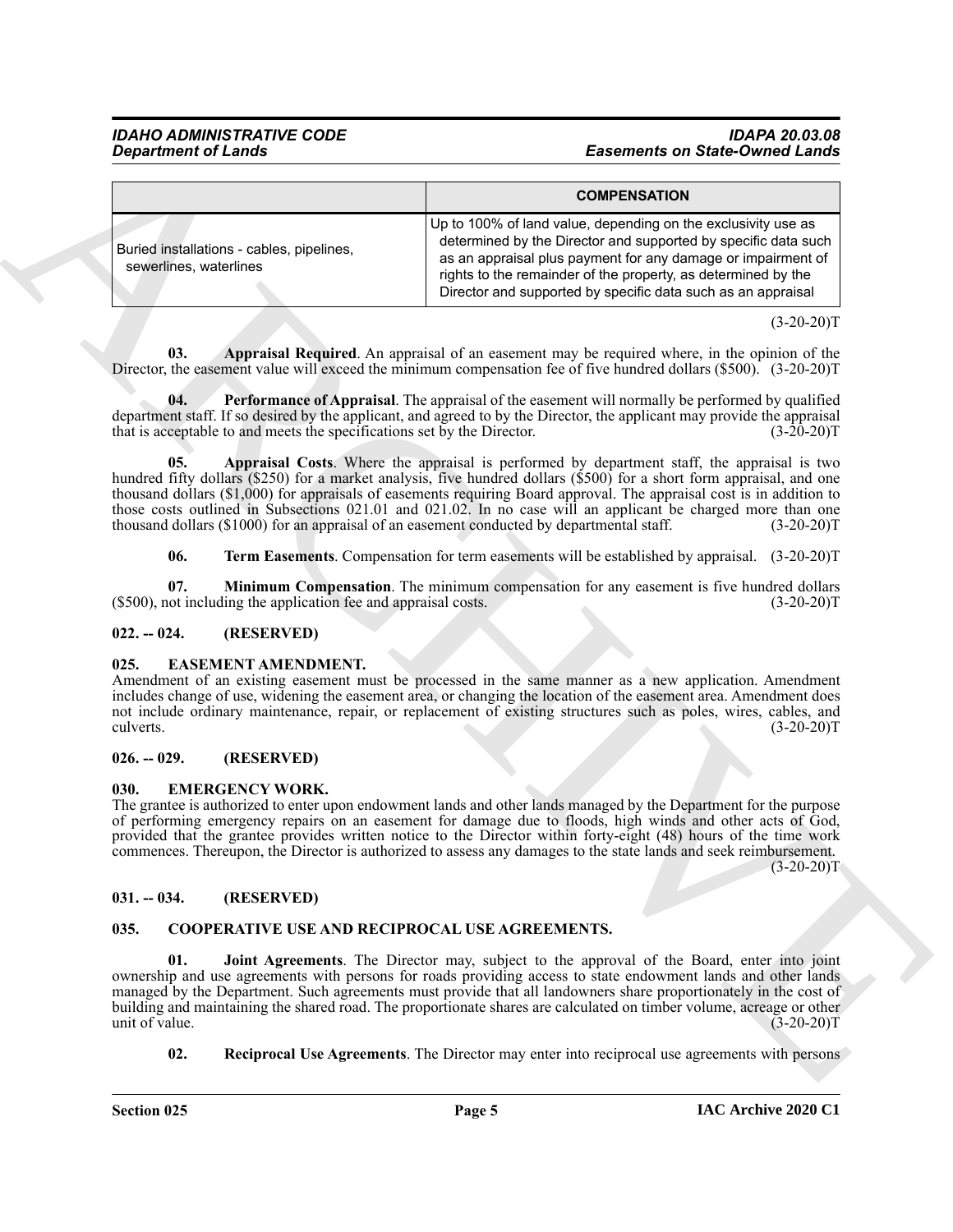| | COMPENSATION |
|---|---|
| Buried installations - cables, pipelines, sewerlines, waterlines | Up to 100% of land value, depending on the exclusivity use as determined by the Director and supported by specific data such as an appraisal plus payment for any damage or impairment of rights to the remainder of the property, as determined by the Director and supported by specific data such as an appraisal |

(3-20-20)T

**03. Appraisal Required**. An appraisal of an easement may be required where, in the opinion of the Director, the easement value will exceed the minimum compensation fee of five hundred dollars ($500). (3-20-20)T

**04. Performance of Appraisal**. The appraisal of the easement will normally be performed by qualified department staff. If so desired by the applicant, and agreed to by the Director, the applicant may provide the appraisal that is acceptable to and meets the specifications set by the Director. (3-20-20)T

**05. Appraisal Costs**. Where the appraisal is performed by department staff, the appraisal is two hundred fifty dollars ($250) for a market analysis, five hundred dollars ($500) for a short form appraisal, and one thousand dollars ($1,000) for appraisals of easements requiring Board approval. The appraisal cost is in addition to those costs outlined in Subsections 021.01 and 021.02. In no case will an applicant be charged more than one thousand dollars ($1000) for an appraisal of an easement conducted by departmental staff. (3-20-20)T

**06. Term Easements**. Compensation for term easements will be established by appraisal. (3-20-20)T

**07. Minimum Compensation**. The minimum compensation for any easement is five hundred dollars ($500), not including the application fee and appraisal costs. (3-20-20)T

## 022. -- 024. (RESERVED)

## 025. EASEMENT AMENDMENT.

Amendment of an existing easement must be processed in the same manner as a new application. Amendment includes change of use, widening the easement area, or changing the location of the easement area. Amendment does not include ordinary maintenance, repair, or replacement of existing structures such as poles, wires, cables, and culverts. (3-20-20)T

## 026. -- 029. (RESERVED)

## 030. EMERGENCY WORK.

The grantee is authorized to enter upon endowment lands and other lands managed by the Department for the purpose of performing emergency repairs on an easement for damage due to floods, high winds and other acts of God, provided that the grantee provides written notice to the Director within forty-eight (48) hours of the time work commences. Thereupon, the Director is authorized to assess any damages to the state lands and seek reimbursement. (3-20-20)T

## 031. -- 034. (RESERVED)

## 035. COOPERATIVE USE AND RECIPROCAL USE AGREEMENTS.

**01. Joint Agreements**. The Director may, subject to the approval of the Board, enter into joint ownership and use agreements with persons for roads providing access to state endowment lands and other lands managed by the Department. Such agreements must provide that all landowners share proportionately in the cost of building and maintaining the shared road. The proportionate shares are calculated on timber volume, acreage or other unit of value. (3-20-20)T

**02. Reciprocal Use Agreements**. The Director may enter into reciprocal use agreements with persons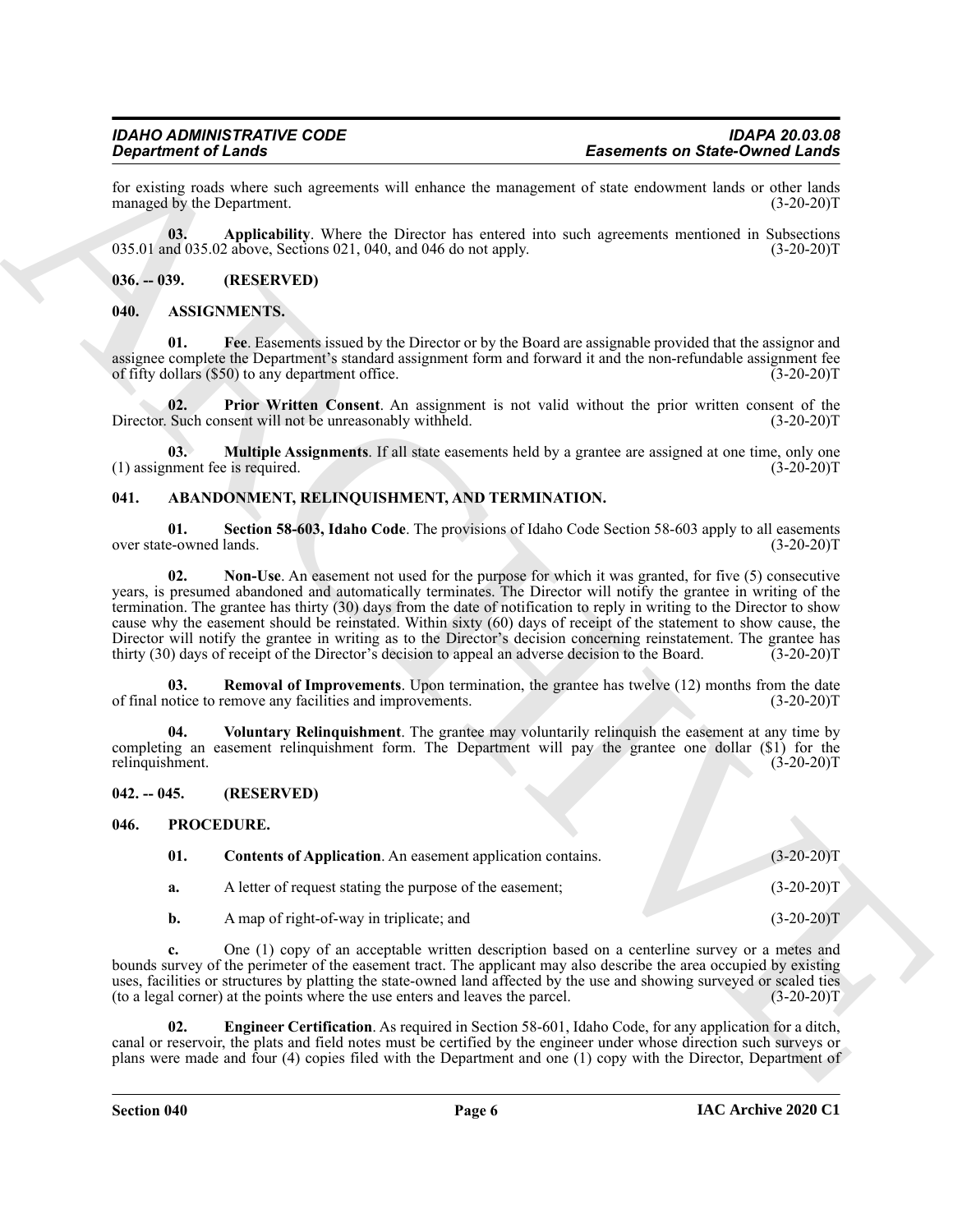for existing roads where such agreements will enhance the management of state endowment lands or other lands managed by the Department. (3-20-20)T

**03. Applicability**. Where the Director has entered into such agreements mentioned in Subsections 035.01 and 035.02 above, Sections 021, 040, and 046 do not apply. (3-20-20)T

## 036. -- 039. (RESERVED)

## 040. ASSIGNMENTS.

**01. Fee**. Easements issued by the Director or by the Board are assignable provided that the assignor and assignee complete the Department's standard assignment form and forward it and the non-refundable assignment fee of fifty dollars ($50) to any department office. (3-20-20)T

**02. Prior Written Consent**. An assignment is not valid without the prior written consent of the Director. Such consent will not be unreasonably withheld. (3-20-20)T

**03. Multiple Assignments**. If all state easements held by a grantee are assigned at one time, only one (1) assignment fee is required. (3-20-20)T

## 041. ABANDONMENT, RELINQUISHMENT, AND TERMINATION.

**01. Section 58-603, Idaho Code**. The provisions of Idaho Code Section 58-603 apply to all easements over state-owned lands. (3-20-20)T

**02. Non-Use**. An easement not used for the purpose for which it was granted, for five (5) consecutive years, is presumed abandoned and automatically terminates. The Director will notify the grantee in writing of the termination. The grantee has thirty (30) days from the date of notification to reply in writing to the Director to show cause why the easement should be reinstated. Within sixty (60) days of receipt of the statement to show cause, the Director will notify the grantee in writing as to the Director's decision concerning reinstatement. The grantee has thirty (30) days of receipt of the Director's decision to appeal an adverse decision to the Board. (3-20-20)T

**03. Removal of Improvements**. Upon termination, the grantee has twelve (12) months from the date of final notice to remove any facilities and improvements. (3-20-20)T

**04. Voluntary Relinquishment**. The grantee may voluntarily relinquish the easement at any time by completing an easement relinquishment form. The Department will pay the grantee one dollar ($1) for the relinquishment. (3-20-20)T

## 042. -- 045. (RESERVED)

## 046. PROCEDURE.

**01. Contents of Application**. An easement application contains. (3-20-20)T

**a.** A letter of request stating the purpose of the easement; (3-20-20)T

**b.** A map of right-of-way in triplicate; and (3-20-20)T

**c.** One (1) copy of an acceptable written description based on a centerline survey or a metes and bounds survey of the perimeter of the easement tract. The applicant may also describe the area occupied by existing uses, facilities or structures by platting the state-owned land affected by the use and showing surveyed or scaled ties (to a legal corner) at the points where the use enters and leaves the parcel. (3-20-20)T

**02. Engineer Certification**. As required in Section 58-601, Idaho Code, for any application for a ditch, canal or reservoir, the plats and field notes must be certified by the engineer under whose direction such surveys or plans were made and four (4) copies filed with the Department and one (1) copy with the Director, Department of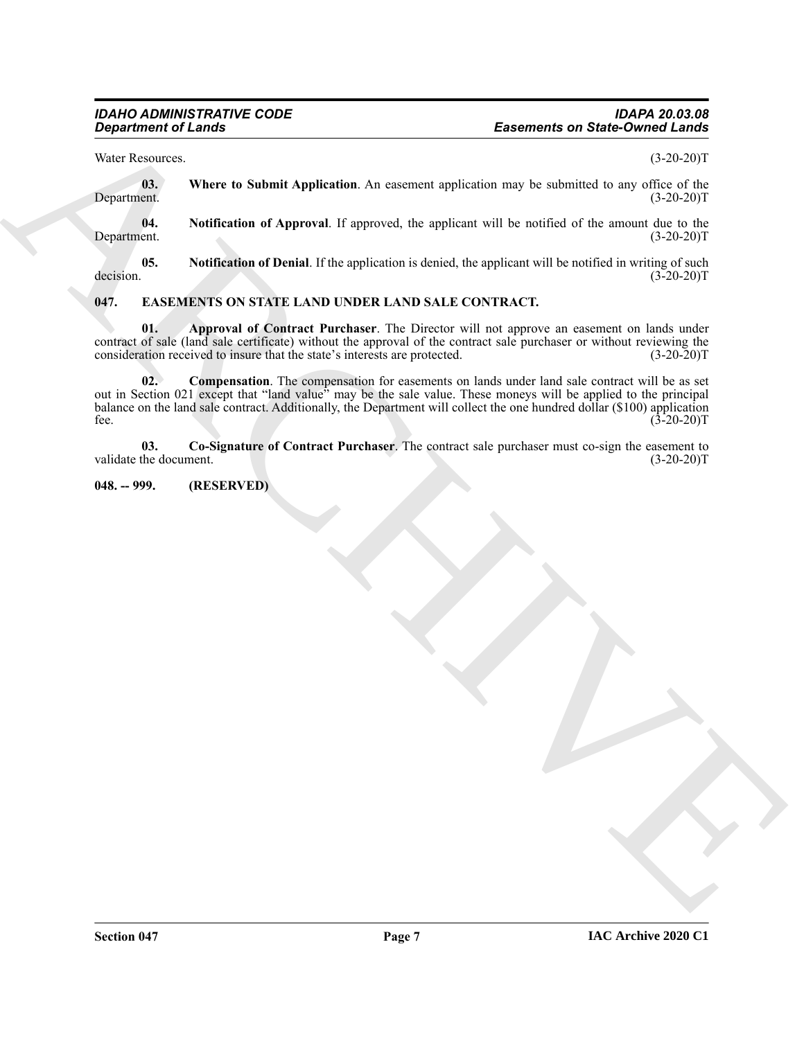Water Resources. (3-20-20)T

**03. Where to Submit Application**. An easement application may be submitted to any office of the Department. (3-20-20)T

**04. Notification of Approval**. If approved, the applicant will be notified of the amount due to the Department. (3-20-20)T

**05. Notification of Denial**. If the application is denied, the applicant will be notified in writing of such decision. (3-20-20)T

## 047. EASEMENTS ON STATE LAND UNDER LAND SALE CONTRACT.

**01. Approval of Contract Purchaser**. The Director will not approve an easement on lands under contract of sale (land sale certificate) without the approval of the contract sale purchaser or without reviewing the consideration received to insure that the state's interests are protected. (3-20-20)T

**02. Compensation**. The compensation for easements on lands under land sale contract will be as set out in Section 021 except that "land value" may be the sale value. These moneys will be applied to the principal balance on the land sale contract. Additionally, the Department will collect the one hundred dollar ($100) application fee. (3-20-20)T

**03. Co-Signature of Contract Purchaser**. The contract sale purchaser must co-sign the easement to validate the document. (3-20-20)T

## 048. -- 999. (RESERVED)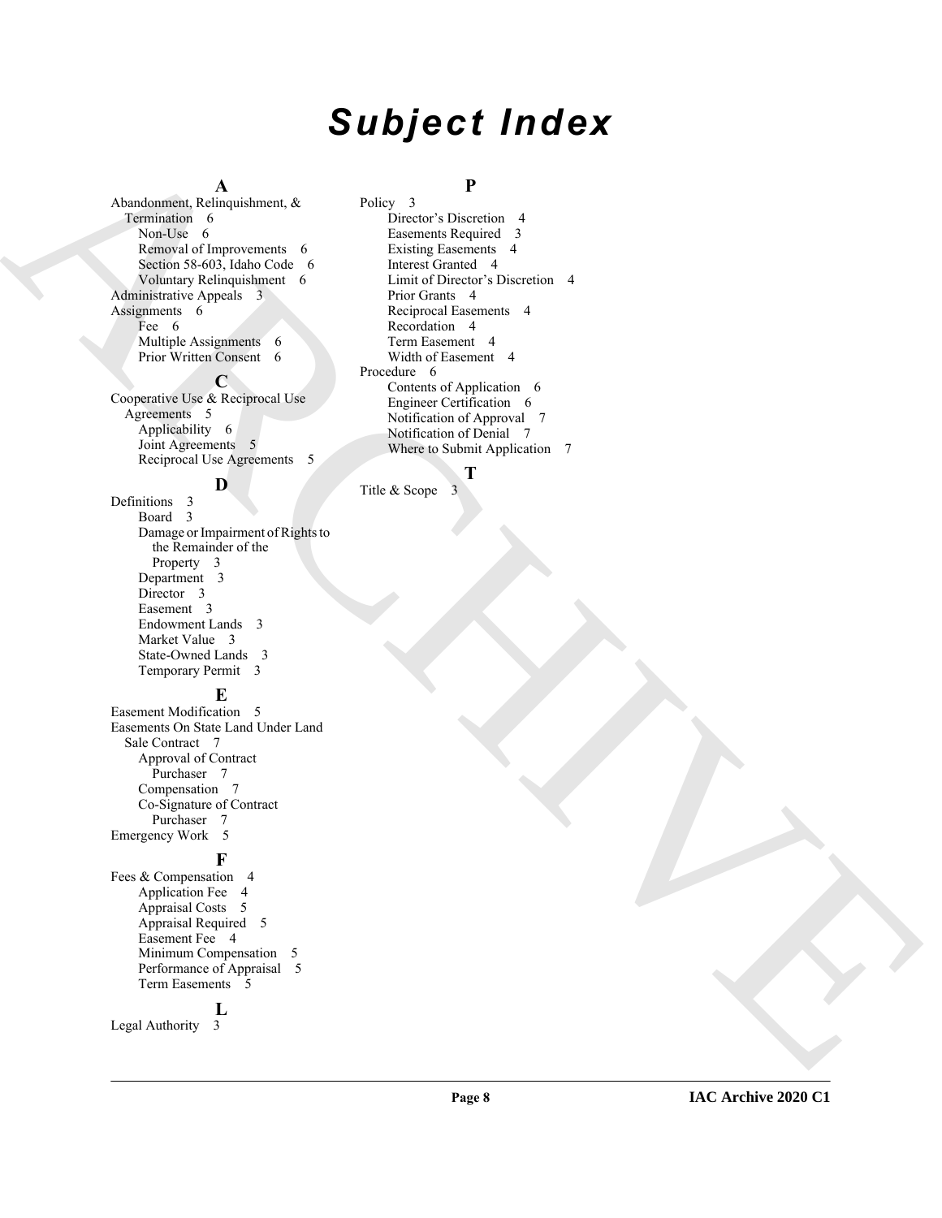# Subject Index

**A**

Abandonment, Relinquishment, & Termination 6
- Non-Use 6
- Removal of Improvements 6
- Section 58-603, Idaho Code 6
- Voluntary Relinquishment 6

Administrative Appeals 3

Assignments 6
- Fee 6
- Multiple Assignments 6
- Prior Written Consent 6

**C**

Cooperative Use & Reciprocal Use Agreements 5
- Applicability 6
- Joint Agreements 5
- Reciprocal Use Agreements 5

**D**

Definitions 3
- Board 3
- Damage or Impairment of Rights to the Remainder of the Property 3
- Department 3
- Director 3
- Easement 3
- Endowment Lands 3
- Market Value 3
- State-Owned Lands 3
- Temporary Permit 3

**E**

Easement Modification 5

Easements On State Land Under Land Sale Contract 7
- Approval of Contract Purchaser 7
- Compensation 7
- Co-Signature of Contract Purchaser 7

Emergency Work 5

**F**

Fees & Compensation 4
- Application Fee 4
- Appraisal Costs 5
- Appraisal Required 5
- Easement Fee 4
- Minimum Compensation 5
- Performance of Appraisal 5
- Term Easements 5

**L**

Legal Authority 3

**P**

Policy 3
- Director's Discretion 4
- Easements Required 3
- Existing Easements 4
- Interest Granted 4
- Limit of Director's Discretion 4
- Prior Grants 4
- Reciprocal Easements 4
- Recordation 4
- Term Easement 4
- Width of Easement 4

Procedure 6
- Contents of Application 6
- Engineer Certification 6
- Notification of Approval 7
- Notification of Denial 7
- Where to Submit Application 7

**T**

Title & Scope 3